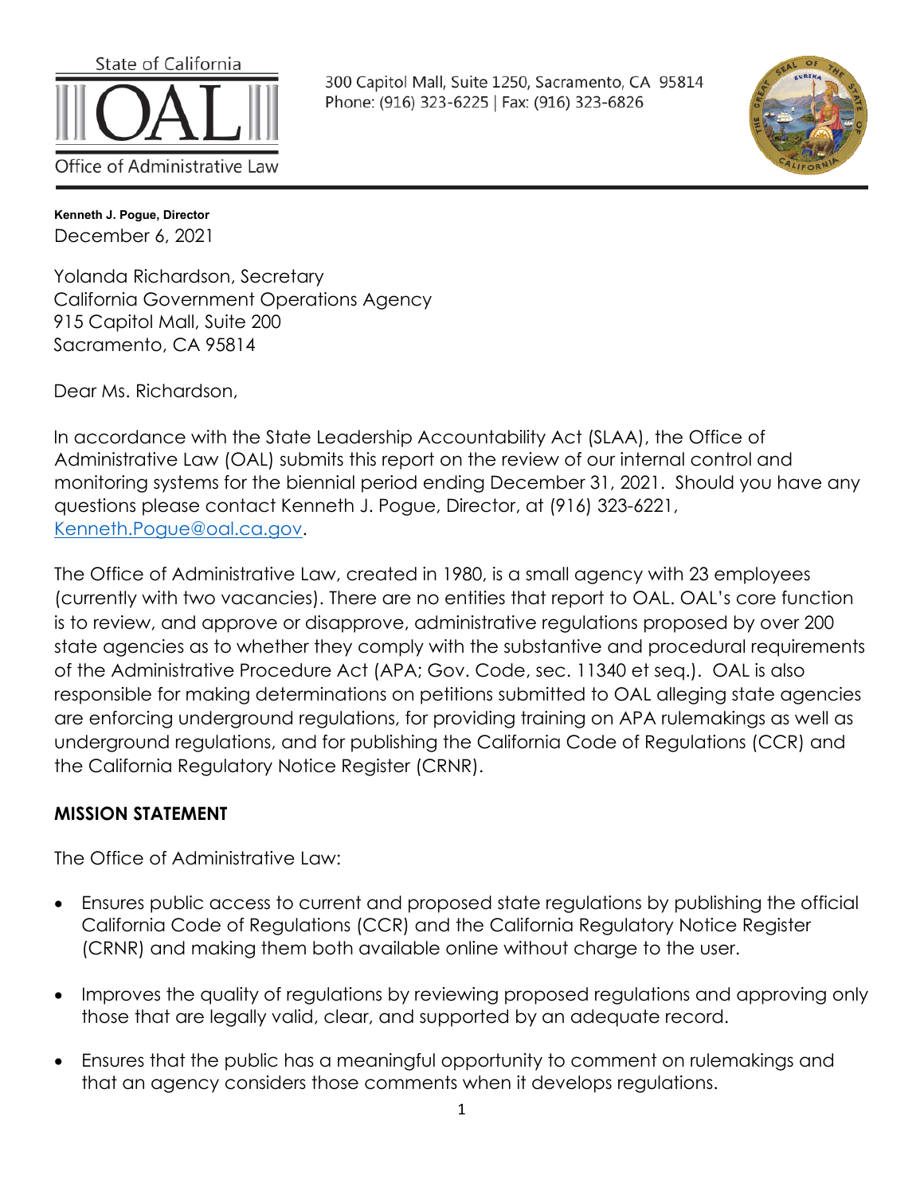State of California

Office of Administrative Law

300 Capitol Mall, Suite 1250, Sacramento, CA 95814
Phone: (916) 323-6225 | Fax: (916) 323-6826

**Kenneth J. Pogue, Director**

December 6, 2021

Yolanda Richardson, Secretary
California Government Operations Agency
915 Capitol Mall, Suite 200
Sacramento, CA 95814

Dear Ms. Richardson,

In accordance with the State Leadership Accountability Act (SLAA), the Office of Administrative Law (OAL) submits this report on the review of our internal control and monitoring systems for the biennial period ending December 31, 2021. Should you have any questions please contact Kenneth J. Pogue, Director, at (916) 323-6221, Kenneth.Pogue@oal.ca.gov.

The Office of Administrative Law, created in 1980, is a small agency with 23 employees (currently with two vacancies). There are no entities that report to OAL. OAL's core function is to review, and approve or disapprove, administrative regulations proposed by over 200 state agencies as to whether they comply with the substantive and procedural requirements of the Administrative Procedure Act (APA; Gov. Code, sec. 11340 et seq.). OAL is also responsible for making determinations on petitions submitted to OAL alleging state agencies are enforcing underground regulations, for providing training on APA rulemakings as well as underground regulations, and for publishing the California Code of Regulations (CCR) and the California Regulatory Notice Register (CRNR).

## MISSION STATEMENT

The Office of Administrative Law:

- Ensures public access to current and proposed state regulations by publishing the official California Code of Regulations (CCR) and the California Regulatory Notice Register (CRNR) and making them both available online without charge to the user.
- Improves the quality of regulations by reviewing proposed regulations and approving only those that are legally valid, clear, and supported by an adequate record.
- Ensures that the public has a meaningful opportunity to comment on rulemakings and that an agency considers those comments when it develops regulations.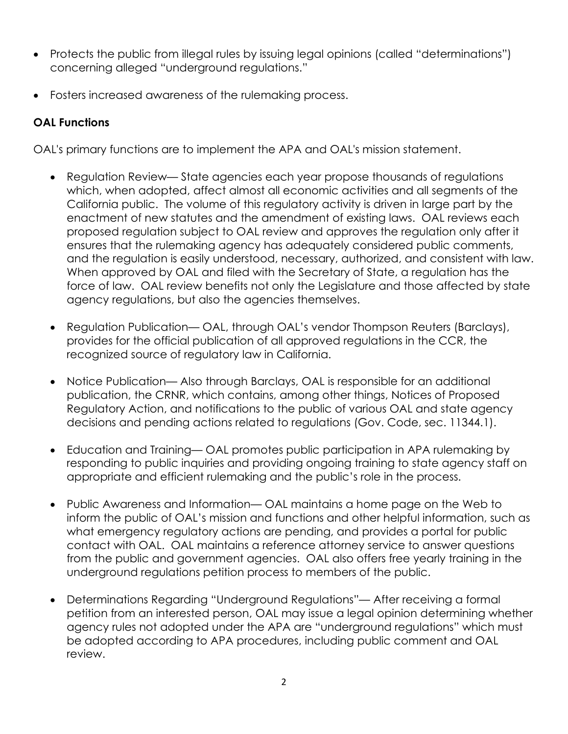- Protects the public from illegal rules by issuing legal opinions (called "determinations") concerning alleged "underground regulations."
- Fosters increased awareness of the rulemaking process.

**OAL Functions**

OAL's primary functions are to implement the APA and OAL's mission statement.

- Regulation Review— State agencies each year propose thousands of regulations which, when adopted, affect almost all economic activities and all segments of the California public. The volume of this regulatory activity is driven in large part by the enactment of new statutes and the amendment of existing laws. OAL reviews each proposed regulation subject to OAL review and approves the regulation only after it ensures that the rulemaking agency has adequately considered public comments, and the regulation is easily understood, necessary, authorized, and consistent with law. When approved by OAL and filed with the Secretary of State, a regulation has the force of law. OAL review benefits not only the Legislature and those affected by state agency regulations, but also the agencies themselves.
- Regulation Publication— OAL, through OAL's vendor Thompson Reuters (Barclays), provides for the official publication of all approved regulations in the CCR, the recognized source of regulatory law in California.
- Notice Publication— Also through Barclays, OAL is responsible for an additional publication, the CRNR, which contains, among other things, Notices of Proposed Regulatory Action, and notifications to the public of various OAL and state agency decisions and pending actions related to regulations (Gov. Code, sec. 11344.1).
- Education and Training— OAL promotes public participation in APA rulemaking by responding to public inquiries and providing ongoing training to state agency staff on appropriate and efficient rulemaking and the public's role in the process.
- Public Awareness and Information— OAL maintains a home page on the Web to inform the public of OAL's mission and functions and other helpful information, such as what emergency regulatory actions are pending, and provides a portal for public contact with OAL. OAL maintains a reference attorney service to answer questions from the public and government agencies. OAL also offers free yearly training in the underground regulations petition process to members of the public.
- Determinations Regarding "Underground Regulations"— After receiving a formal petition from an interested person, OAL may issue a legal opinion determining whether agency rules not adopted under the APA are "underground regulations" which must be adopted according to APA procedures, including public comment and OAL review.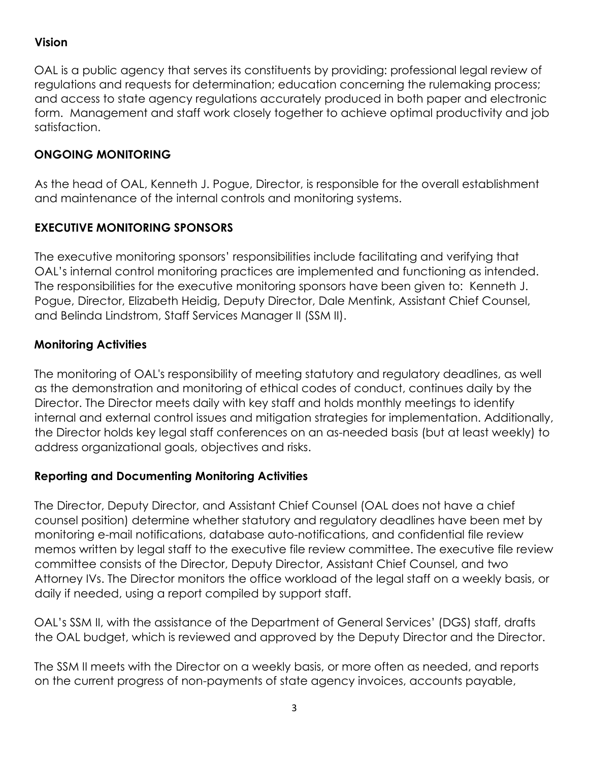## Vision

OAL is a public agency that serves its constituents by providing: professional legal review of regulations and requests for determination; education concerning the rulemaking process; and access to state agency regulations accurately produced in both paper and electronic form. Management and staff work closely together to achieve optimal productivity and job satisfaction.

## ONGOING MONITORING

As the head of OAL, Kenneth J. Pogue, Director, is responsible for the overall establishment and maintenance of the internal controls and monitoring systems.

## EXECUTIVE MONITORING SPONSORS

The executive monitoring sponsors' responsibilities include facilitating and verifying that OAL's internal control monitoring practices are implemented and functioning as intended. The responsibilities for the executive monitoring sponsors have been given to: Kenneth J. Pogue, Director, Elizabeth Heidig, Deputy Director, Dale Mentink, Assistant Chief Counsel, and Belinda Lindstrom, Staff Services Manager II (SSM II).

## Monitoring Activities

The monitoring of OAL's responsibility of meeting statutory and regulatory deadlines, as well as the demonstration and monitoring of ethical codes of conduct, continues daily by the Director. The Director meets daily with key staff and holds monthly meetings to identify internal and external control issues and mitigation strategies for implementation. Additionally, the Director holds key legal staff conferences on an as-needed basis (but at least weekly) to address organizational goals, objectives and risks.

## Reporting and Documenting Monitoring Activities

The Director, Deputy Director, and Assistant Chief Counsel (OAL does not have a chief counsel position) determine whether statutory and regulatory deadlines have been met by monitoring e-mail notifications, database auto-notifications, and confidential file review memos written by legal staff to the executive file review committee. The executive file review committee consists of the Director, Deputy Director, Assistant Chief Counsel, and two Attorney IVs. The Director monitors the office workload of the legal staff on a weekly basis, or daily if needed, using a report compiled by support staff.

OAL's SSM II, with the assistance of the Department of General Services' (DGS) staff, drafts the OAL budget, which is reviewed and approved by the Deputy Director and the Director.

The SSM II meets with the Director on a weekly basis, or more often as needed, and reports on the current progress of non-payments of state agency invoices, accounts payable,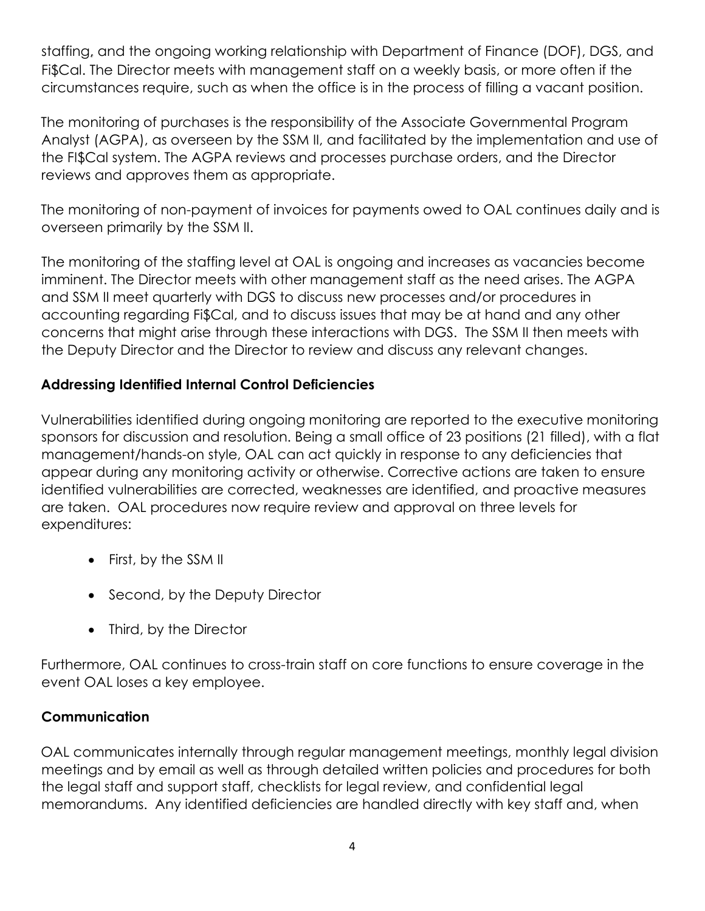staffing, and the ongoing working relationship with Department of Finance (DOF), DGS, and Fi$Cal. The Director meets with management staff on a weekly basis, or more often if the circumstances require, such as when the office is in the process of filling a vacant position.

The monitoring of purchases is the responsibility of the Associate Governmental Program Analyst (AGPA), as overseen by the SSM II, and facilitated by the implementation and use of the FI$Cal system. The AGPA reviews and processes purchase orders, and the Director reviews and approves them as appropriate.

The monitoring of non-payment of invoices for payments owed to OAL continues daily and is overseen primarily by the SSM II.

The monitoring of the staffing level at OAL is ongoing and increases as vacancies become imminent. The Director meets with other management staff as the need arises. The AGPA and SSM II meet quarterly with DGS to discuss new processes and/or procedures in accounting regarding Fi$Cal, and to discuss issues that may be at hand and any other concerns that might arise through these interactions with DGS. The SSM II then meets with the Deputy Director and the Director to review and discuss any relevant changes.

### Addressing Identified Internal Control Deficiencies

Vulnerabilities identified during ongoing monitoring are reported to the executive monitoring sponsors for discussion and resolution. Being a small office of 23 positions (21 filled), with a flat management/hands-on style, OAL can act quickly in response to any deficiencies that appear during any monitoring activity or otherwise. Corrective actions are taken to ensure identified vulnerabilities are corrected, weaknesses are identified, and proactive measures are taken. OAL procedures now require review and approval on three levels for expenditures:

- First, by the SSM II
- Second, by the Deputy Director
- Third, by the Director

Furthermore, OAL continues to cross-train staff on core functions to ensure coverage in the event OAL loses a key employee.

### Communication

OAL communicates internally through regular management meetings, monthly legal division meetings and by email as well as through detailed written policies and procedures for both the legal staff and support staff, checklists for legal review, and confidential legal memorandums. Any identified deficiencies are handled directly with key staff and, when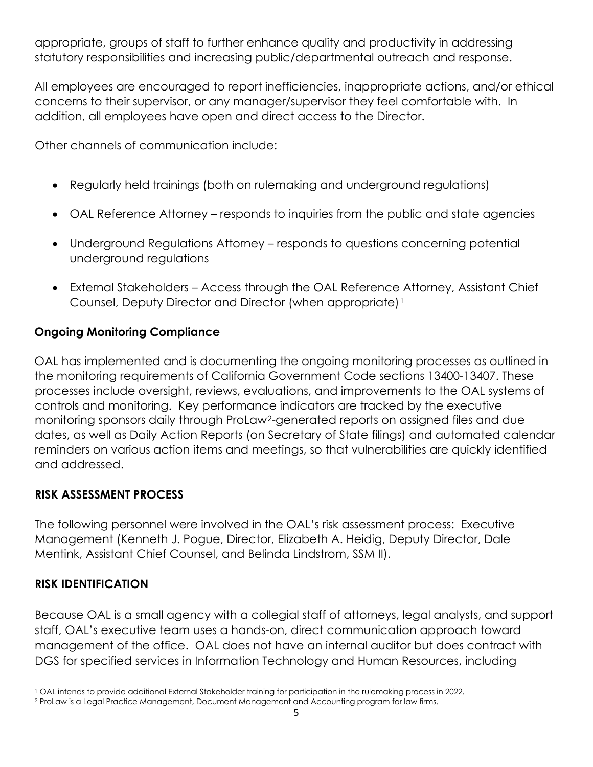appropriate, groups of staff to further enhance quality and productivity in addressing statutory responsibilities and increasing public/departmental outreach and response.

All employees are encouraged to report inefficiencies, inappropriate actions, and/or ethical concerns to their supervisor, or any manager/supervisor they feel comfortable with. In addition, all employees have open and direct access to the Director.

Other channels of communication include:

- Regularly held trainings (both on rulemaking and underground regulations)
- OAL Reference Attorney – responds to inquiries from the public and state agencies
- Underground Regulations Attorney – responds to questions concerning potential underground regulations
- External Stakeholders – Access through the OAL Reference Attorney, Assistant Chief Counsel, Deputy Director and Director (when appropriate)[1]

### Ongoing Monitoring Compliance

OAL has implemented and is documenting the ongoing monitoring processes as outlined in the monitoring requirements of California Government Code sections 13400-13407. These processes include oversight, reviews, evaluations, and improvements to the OAL systems of controls and monitoring. Key performance indicators are tracked by the executive monitoring sponsors daily through ProLaw[2]-generated reports on assigned files and due dates, as well as Daily Action Reports (on Secretary of State filings) and automated calendar reminders on various action items and meetings, so that vulnerabilities are quickly identified and addressed.

## RISK ASSESSMENT PROCESS

The following personnel were involved in the OAL's risk assessment process: Executive Management (Kenneth J. Pogue, Director, Elizabeth A. Heidig, Deputy Director, Dale Mentink, Assistant Chief Counsel, and Belinda Lindstrom, SSM II).

## RISK IDENTIFICATION

Because OAL is a small agency with a collegial staff of attorneys, legal analysts, and support staff, OAL's executive team uses a hands-on, direct communication approach toward management of the office. OAL does not have an internal auditor but does contract with DGS for specified services in Information Technology and Human Resources, including

[1] OAL intends to provide additional External Stakeholder training for participation in the rulemaking process in 2022.

[2] ProLaw is a Legal Practice Management, Document Management and Accounting program for law firms.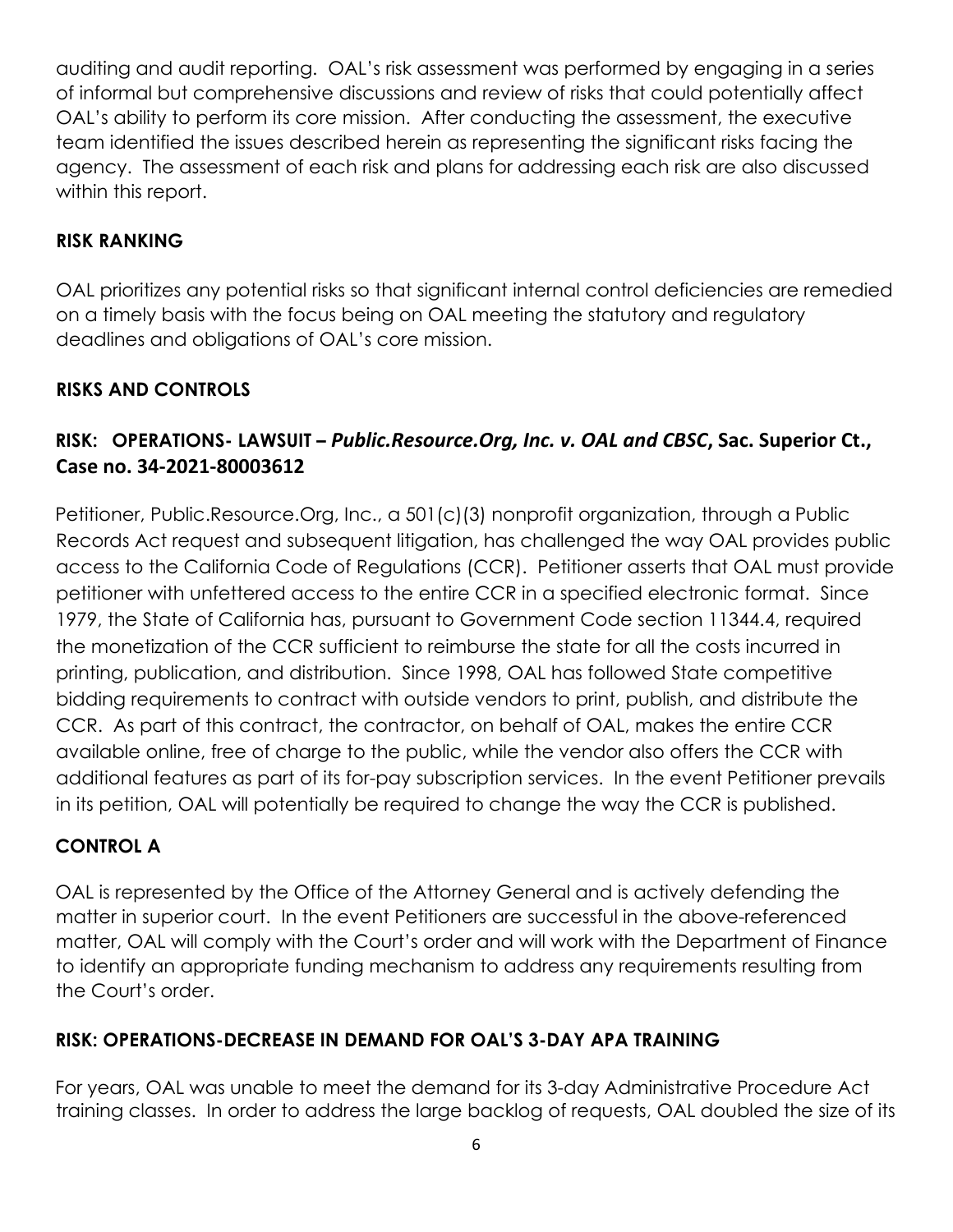auditing and audit reporting. OAL's risk assessment was performed by engaging in a series of informal but comprehensive discussions and review of risks that could potentially affect OAL's ability to perform its core mission. After conducting the assessment, the executive team identified the issues described herein as representing the significant risks facing the agency. The assessment of each risk and plans for addressing each risk are also discussed within this report.

## RISK RANKING

OAL prioritizes any potential risks so that significant internal control deficiencies are remedied on a timely basis with the focus being on OAL meeting the statutory and regulatory deadlines and obligations of OAL's core mission.

## RISKS AND CONTROLS

### RISK: OPERATIONS- LAWSUIT – *Public.Resource.Org, Inc. v. OAL and CBSC*, Sac. Superior Ct., Case no. 34-2021-80003612

Petitioner, Public.Resource.Org, Inc., a 501(c)(3) nonprofit organization, through a Public Records Act request and subsequent litigation, has challenged the way OAL provides public access to the California Code of Regulations (CCR). Petitioner asserts that OAL must provide petitioner with unfettered access to the entire CCR in a specified electronic format. Since 1979, the State of California has, pursuant to Government Code section 11344.4, required the monetization of the CCR sufficient to reimburse the state for all the costs incurred in printing, publication, and distribution. Since 1998, OAL has followed State competitive bidding requirements to contract with outside vendors to print, publish, and distribute the CCR. As part of this contract, the contractor, on behalf of OAL, makes the entire CCR available online, free of charge to the public, while the vendor also offers the CCR with additional features as part of its for-pay subscription services. In the event Petitioner prevails in its petition, OAL will potentially be required to change the way the CCR is published.

### CONTROL A

OAL is represented by the Office of the Attorney General and is actively defending the matter in superior court. In the event Petitioners are successful in the above-referenced matter, OAL will comply with the Court's order and will work with the Department of Finance to identify an appropriate funding mechanism to address any requirements resulting from the Court's order.

### RISK: OPERATIONS-DECREASE IN DEMAND FOR OAL'S 3-DAY APA TRAINING

For years, OAL was unable to meet the demand for its 3-day Administrative Procedure Act training classes. In order to address the large backlog of requests, OAL doubled the size of its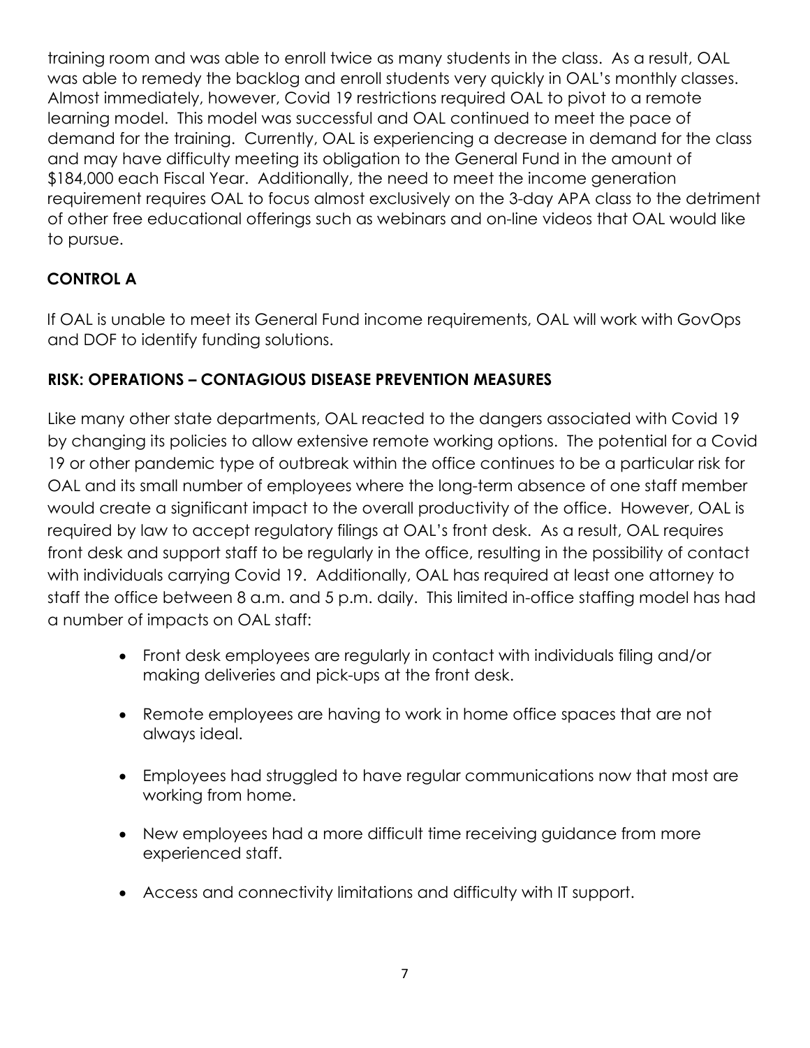training room and was able to enroll twice as many students in the class. As a result, OAL was able to remedy the backlog and enroll students very quickly in OAL's monthly classes. Almost immediately, however, Covid 19 restrictions required OAL to pivot to a remote learning model. This model was successful and OAL continued to meet the pace of demand for the training. Currently, OAL is experiencing a decrease in demand for the class and may have difficulty meeting its obligation to the General Fund in the amount of $184,000 each Fiscal Year. Additionally, the need to meet the income generation requirement requires OAL to focus almost exclusively on the 3-day APA class to the detriment of other free educational offerings such as webinars and on-line videos that OAL would like to pursue.

### CONTROL A

If OAL is unable to meet its General Fund income requirements, OAL will work with GovOps and DOF to identify funding solutions.

### RISK: OPERATIONS – CONTAGIOUS DISEASE PREVENTION MEASURES

Like many other state departments, OAL reacted to the dangers associated with Covid 19 by changing its policies to allow extensive remote working options. The potential for a Covid 19 or other pandemic type of outbreak within the office continues to be a particular risk for OAL and its small number of employees where the long-term absence of one staff member would create a significant impact to the overall productivity of the office. However, OAL is required by law to accept regulatory filings at OAL's front desk. As a result, OAL requires front desk and support staff to be regularly in the office, resulting in the possibility of contact with individuals carrying Covid 19. Additionally, OAL has required at least one attorney to staff the office between 8 a.m. and 5 p.m. daily. This limited in-office staffing model has had a number of impacts on OAL staff:

- Front desk employees are regularly in contact with individuals filing and/or making deliveries and pick-ups at the front desk.
- Remote employees are having to work in home office spaces that are not always ideal.
- Employees had struggled to have regular communications now that most are working from home.
- New employees had a more difficult time receiving guidance from more experienced staff.
- Access and connectivity limitations and difficulty with IT support.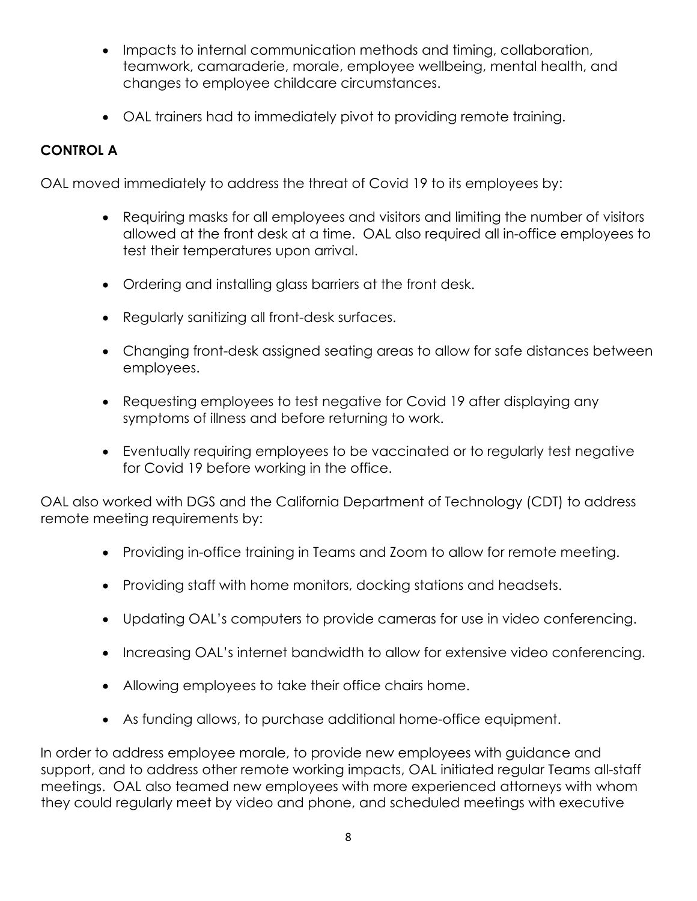- Impacts to internal communication methods and timing, collaboration, teamwork, camaraderie, morale, employee wellbeing, mental health, and changes to employee childcare circumstances.
- OAL trainers had to immediately pivot to providing remote training.

**CONTROL A**

OAL moved immediately to address the threat of Covid 19 to its employees by:

- Requiring masks for all employees and visitors and limiting the number of visitors allowed at the front desk at a time. OAL also required all in-office employees to test their temperatures upon arrival.
- Ordering and installing glass barriers at the front desk.
- Regularly sanitizing all front-desk surfaces.
- Changing front-desk assigned seating areas to allow for safe distances between employees.
- Requesting employees to test negative for Covid 19 after displaying any symptoms of illness and before returning to work.
- Eventually requiring employees to be vaccinated or to regularly test negative for Covid 19 before working in the office.

OAL also worked with DGS and the California Department of Technology (CDT) to address remote meeting requirements by:

- Providing in-office training in Teams and Zoom to allow for remote meeting.
- Providing staff with home monitors, docking stations and headsets.
- Updating OAL's computers to provide cameras for use in video conferencing.
- Increasing OAL's internet bandwidth to allow for extensive video conferencing.
- Allowing employees to take their office chairs home.
- As funding allows, to purchase additional home-office equipment.

In order to address employee morale, to provide new employees with guidance and support, and to address other remote working impacts, OAL initiated regular Teams all-staff meetings. OAL also teamed new employees with more experienced attorneys with whom they could regularly meet by video and phone, and scheduled meetings with executive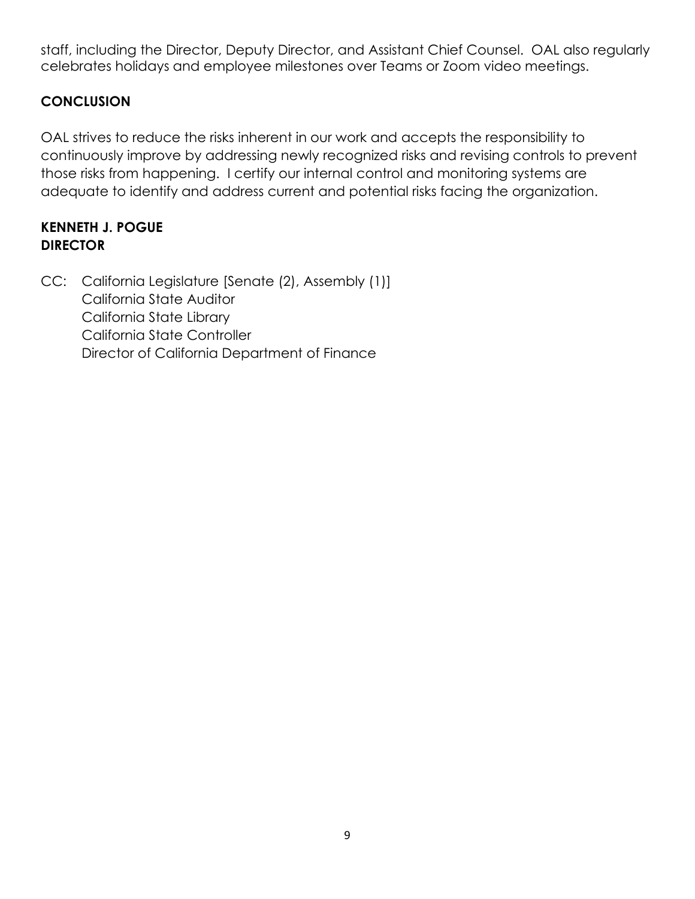staff, including the Director, Deputy Director, and Assistant Chief Counsel. OAL also regularly celebrates holidays and employee milestones over Teams or Zoom video meetings.

## CONCLUSION

OAL strives to reduce the risks inherent in our work and accepts the responsibility to continuously improve by addressing newly recognized risks and revising controls to prevent those risks from happening. I certify our internal control and monitoring systems are adequate to identify and address current and potential risks facing the organization.

**KENNETH J. POGUE**
**DIRECTOR**

CC: California Legislature [Senate (2), Assembly (1)]
California State Auditor
California State Library
California State Controller
Director of California Department of Finance